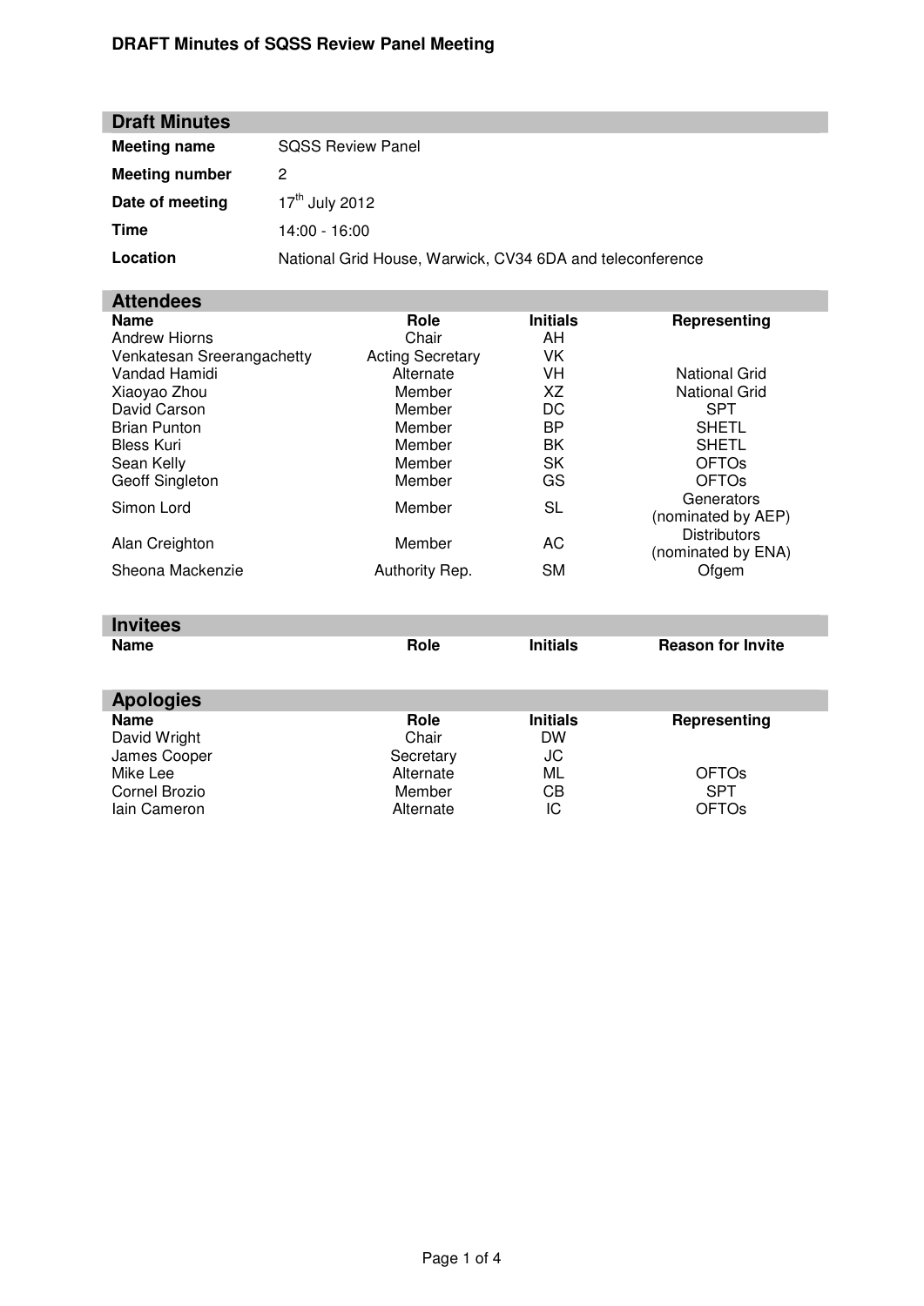## Draft Minutes

| | |
|---|---|
| **Meeting name** | SQSS Review Panel |
| **Meeting number** | 2 |
| **Date of meeting** | 17th July 2012 |
| **Time** | 14:00 - 16:00 |
| **Location** | National Grid House, Warwick, CV34 6DA and teleconference |

## Attendees

| Name | Role | Initials | Representing |
|---|---|---|---|
| Andrew Hiorns | Chair | AH | |
| Venkatesan Sreerangachetty | Acting Secretary | VK | |
| Vandad Hamidi | Alternate | VH | National Grid |
| Xiaoyao Zhou | Member | XZ | National Grid |
| David Carson | Member | DC | SPT |
| Brian Punton | Member | BP | SHETL |
| Bless Kuri | Member | BK | SHETL |
| Sean Kelly | Member | SK | OFTOs |
| Geoff Singleton | Member | GS | OFTOs |
| Simon Lord | Member | SL | Generators (nominated by AEP) |
| Alan Creighton | Member | AC | Distributors (nominated by ENA) |
| Sheona Mackenzie | Authority Rep. | SM | Ofgem |

## Invitees

| Name | Role | Initials | Reason for Invite |
|---|---|---|---|

## Apologies

| Name | Role | Initials | Representing |
|---|---|---|---|
| David Wright | Chair | DW | |
| James Cooper | Secretary | JC | |
| Mike Lee | Alternate | ML | OFTOs |
| Cornel Brozio | Member | CB | SPT |
| Iain Cameron | Alternate | IC | OFTOs |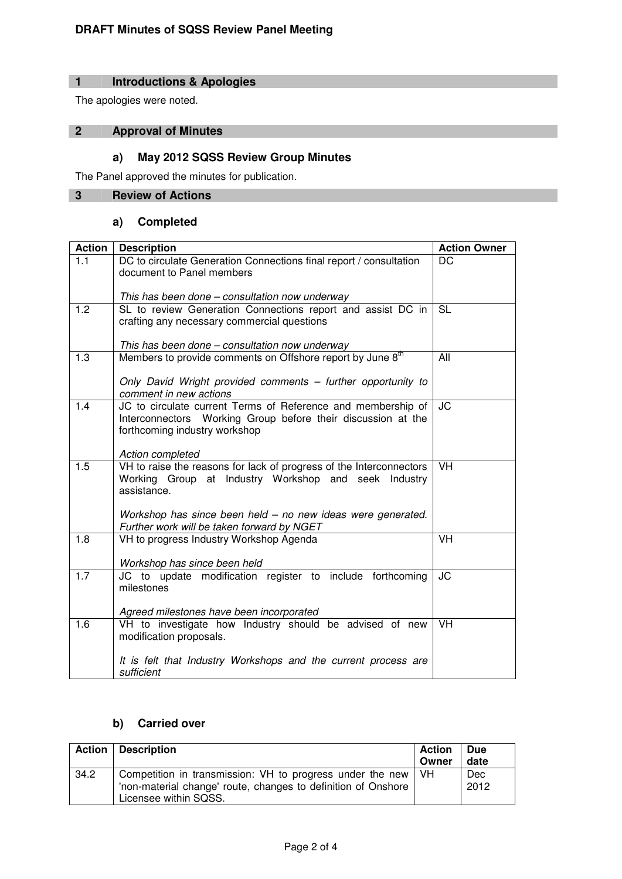**DRAFT Minutes of SQSS Review Panel Meeting**

## 1 Introductions & Apologies

The apologies were noted.

## 2 Approval of Minutes

### a) May 2012 SQSS Review Group Minutes

The Panel approved the minutes for publication.

## 3 Review of Actions

### a) Completed

| Action | Description | Action Owner |
|---|---|---|
| 1.1 | DC to circulate Generation Connections final report / consultation document to Panel members<br><br>*This has been done – consultation now underway* | DC |
| 1.2 | SL to review Generation Connections report and assist DC in crafting any necessary commercial questions<br><br>*This has been done – consultation now underway* | SL |
| 1.3 | Members to provide comments on Offshore report by June 8th<br><br>*Only David Wright provided comments – further opportunity to comment in new actions* | All |
| 1.4 | JC to circulate current Terms of Reference and membership of Interconnectors Working Group before their discussion at the forthcoming industry workshop<br><br>*Action completed* | JC |
| 1.5 | VH to raise the reasons for lack of progress of the Interconnectors Working Group at Industry Workshop and seek Industry assistance.<br><br>*Workshop has since been held – no new ideas were generated. Further work will be taken forward by NGET* | VH |
| 1.8 | VH to progress Industry Workshop Agenda<br><br>*Workshop has since been held* | VH |
| 1.7 | JC to update modification register to include forthcoming milestones<br><br>*Agreed milestones have been incorporated* | JC |
| 1.6 | VH to investigate how Industry should be advised of new modification proposals.<br><br>*It is felt that Industry Workshops and the current process are sufficient* | VH |

### b) Carried over

| Action | Description | Action Owner | Due date |
|---|---|---|---|
| 34.2 | Competition in transmission: VH to progress under the new 'non-material change' route, changes to definition of Onshore Licensee within SQSS. | VH | Dec 2012 |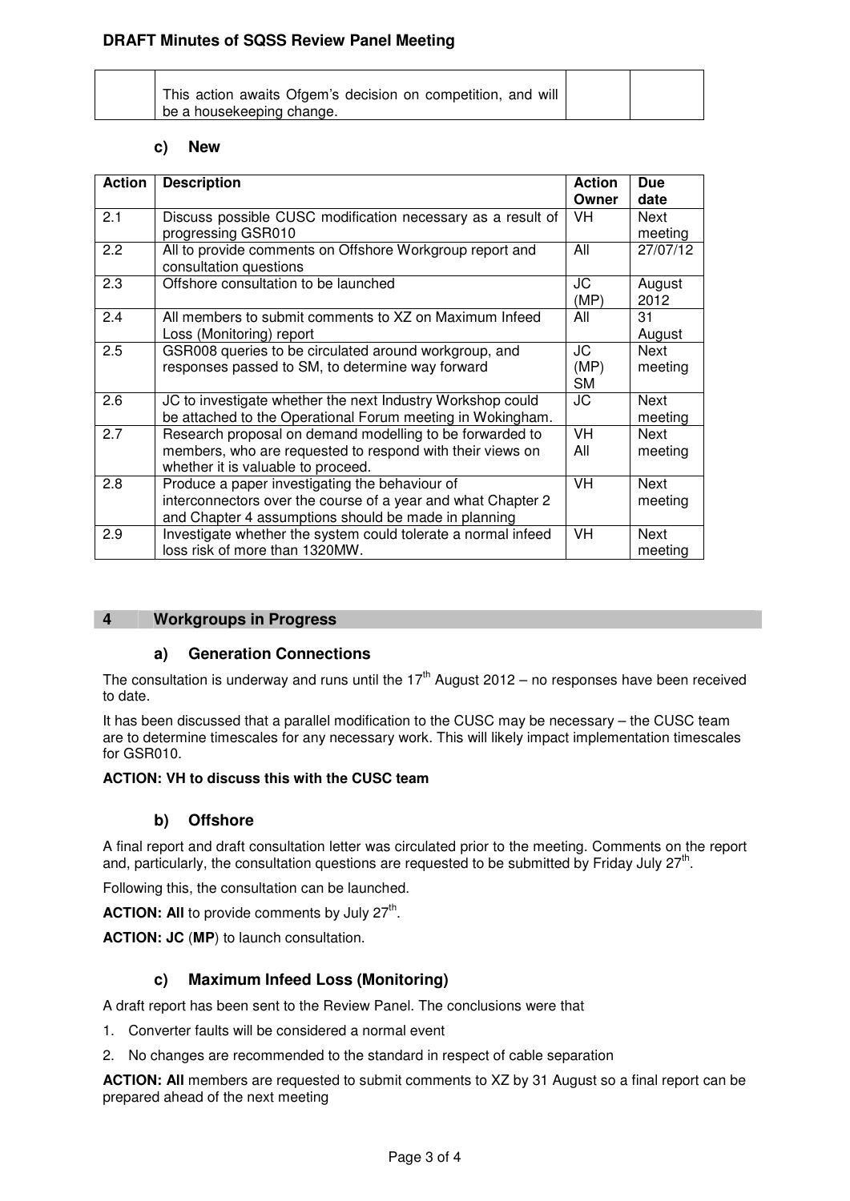| | This action awaits Ofgem's decision on competition, and will be a housekeeping change. | | |
|---|---|---|---|

### c) New

| Action | Description | Action Owner | Due date |
|---|---|---|---|
| 2.1 | Discuss possible CUSC modification necessary as a result of progressing GSR010 | VH | Next meeting |
| 2.2 | All to provide comments on Offshore Workgroup report and consultation questions | All | 27/07/12 |
| 2.3 | Offshore consultation to be launched | JC (MP) | August 2012 |
| 2.4 | All members to submit comments to XZ on Maximum Infeed Loss (Monitoring) report | All | 31 August |
| 2.5 | GSR008 queries to be circulated around workgroup, and responses passed to SM, to determine way forward | JC (MP) SM | Next meeting |
| 2.6 | JC to investigate whether the next Industry Workshop could be attached to the Operational Forum meeting in Wokingham. | JC | Next meeting |
| 2.7 | Research proposal on demand modelling to be forwarded to members, who are requested to respond with their views on whether it is valuable to proceed. | VH All | Next meeting |
| 2.8 | Produce a paper investigating the behaviour of interconnectors over the course of a year and what Chapter 2 and Chapter 4 assumptions should be made in planning | VH | Next meeting |
| 2.9 | Investigate whether the system could tolerate a normal infeed loss risk of more than 1320MW. | VH | Next meeting |

## 4 Workgroups in Progress

### a) Generation Connections

The consultation is underway and runs until the 17th August 2012 – no responses have been received to date.

It has been discussed that a parallel modification to the CUSC may be necessary – the CUSC team are to determine timescales for any necessary work. This will likely impact implementation timescales for GSR010.

**ACTION: VH to discuss this with the CUSC team**

### b) Offshore

A final report and draft consultation letter was circulated prior to the meeting. Comments on the report and, particularly, the consultation questions are requested to be submitted by Friday July 27th.

Following this, the consultation can be launched.

**ACTION: All** to provide comments by July 27th.

**ACTION: JC** (**MP**) to launch consultation.

### c) Maximum Infeed Loss (Monitoring)

A draft report has been sent to the Review Panel. The conclusions were that

1. Converter faults will be considered a normal event
2. No changes are recommended to the standard in respect of cable separation

**ACTION: All** members are requested to submit comments to XZ by 31 August so a final report can be prepared ahead of the next meeting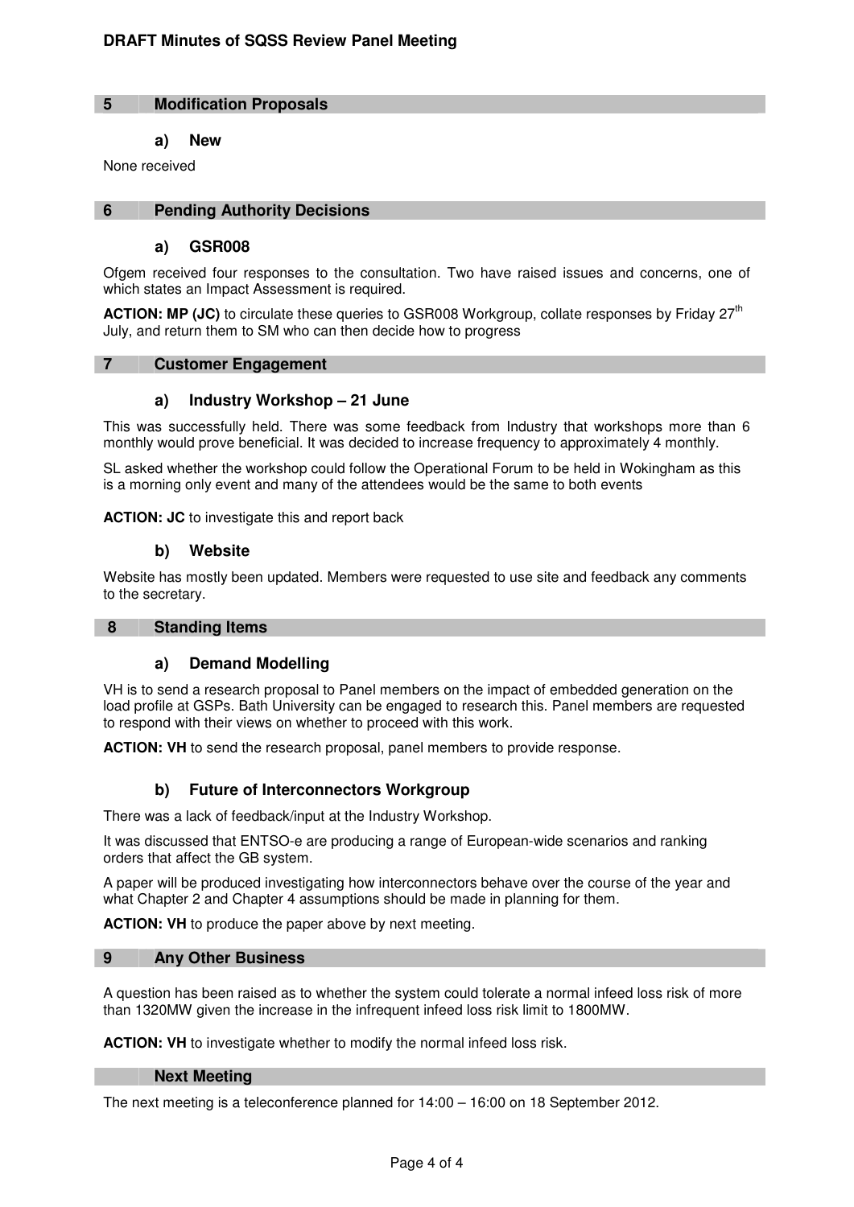## 5 Modification Proposals

### a) New

None received

## 6 Pending Authority Decisions

### a) GSR008

Ofgem received four responses to the consultation. Two have raised issues and concerns, one of which states an Impact Assessment is required.

**ACTION: MP (JC)** to circulate these queries to GSR008 Workgroup, collate responses by Friday 27th July, and return them to SM who can then decide how to progress

## 7 Customer Engagement

### a) Industry Workshop – 21 June

This was successfully held. There was some feedback from Industry that workshops more than 6 monthly would prove beneficial. It was decided to increase frequency to approximately 4 monthly.

SL asked whether the workshop could follow the Operational Forum to be held in Wokingham as this is a morning only event and many of the attendees would be the same to both events

**ACTION: JC** to investigate this and report back

### b) Website

Website has mostly been updated. Members were requested to use site and feedback any comments to the secretary.

## 8 Standing Items

### a) Demand Modelling

VH is to send a research proposal to Panel members on the impact of embedded generation on the load profile at GSPs. Bath University can be engaged to research this. Panel members are requested to respond with their views on whether to proceed with this work.

**ACTION: VH** to send the research proposal, panel members to provide response.

### b) Future of Interconnectors Workgroup

There was a lack of feedback/input at the Industry Workshop.

It was discussed that ENTSO-e are producing a range of European-wide scenarios and ranking orders that affect the GB system.

A paper will be produced investigating how interconnectors behave over the course of the year and what Chapter 2 and Chapter 4 assumptions should be made in planning for them.

**ACTION: VH** to produce the paper above by next meeting.

## 9 Any Other Business

A question has been raised as to whether the system could tolerate a normal infeed loss risk of more than 1320MW given the increase in the infrequent infeed loss risk limit to 1800MW.

**ACTION: VH** to investigate whether to modify the normal infeed loss risk.

## Next Meeting

The next meeting is a teleconference planned for 14:00 – 16:00 on 18 September 2012.